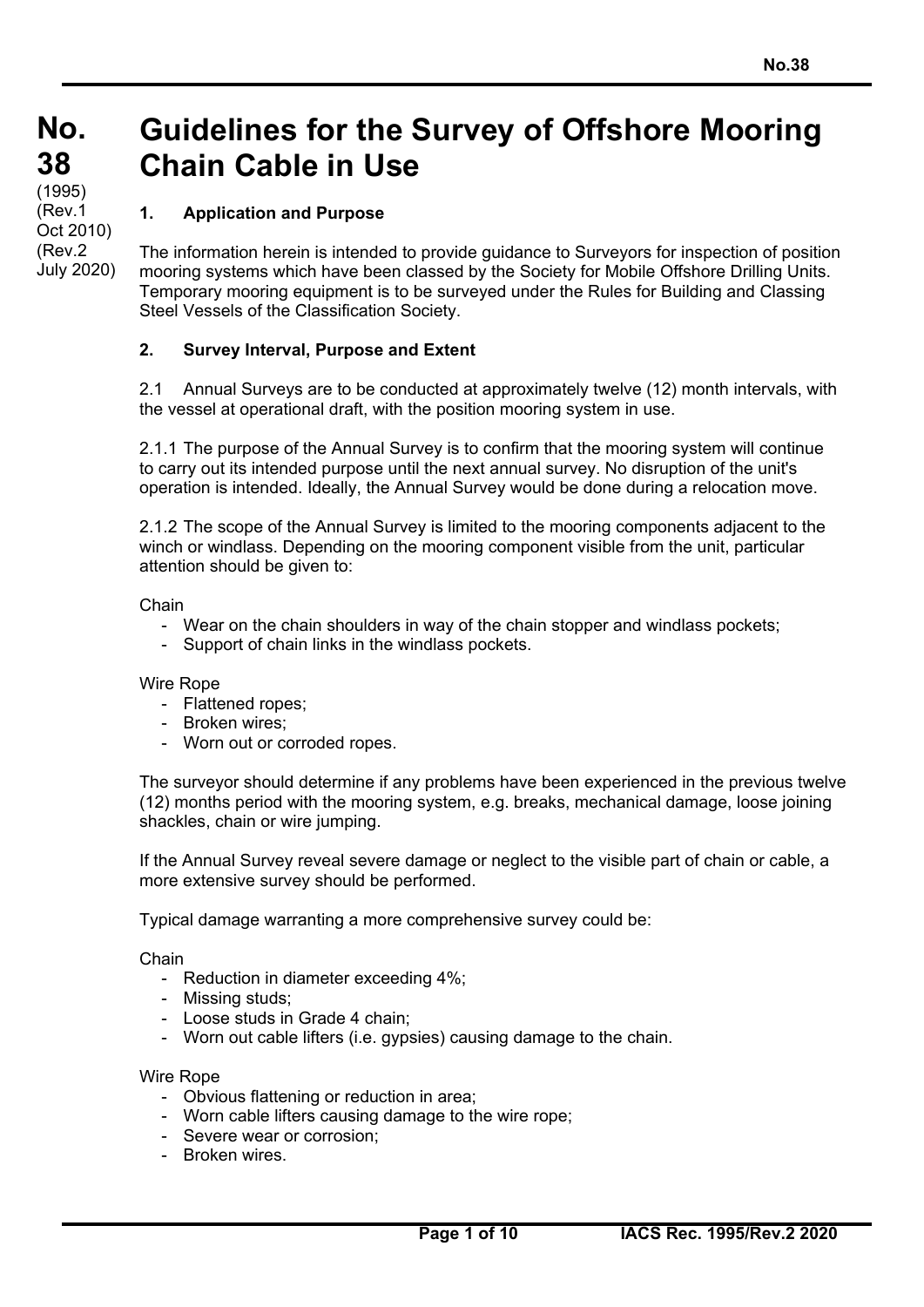# No. 38

(1995)
(Rev.1 Oct 2010)
(Rev.2 July 2020)

# Guidelines for the Survey of Offshore Mooring Chain Cable in Use

## 1. Application and Purpose

The information herein is intended to provide guidance to Surveyors for inspection of position mooring systems which have been classed by the Society for Mobile Offshore Drilling Units. Temporary mooring equipment is to be surveyed under the Rules for Building and Classing Steel Vessels of the Classification Society.

## 2. Survey Interval, Purpose and Extent

2.1 Annual Surveys are to be conducted at approximately twelve (12) month intervals, with the vessel at operational draft, with the position mooring system in use.

2.1.1 The purpose of the Annual Survey is to confirm that the mooring system will continue to carry out its intended purpose until the next annual survey. No disruption of the unit's operation is intended. Ideally, the Annual Survey would be done during a relocation move.

2.1.2 The scope of the Annual Survey is limited to the mooring components adjacent to the winch or windlass. Depending on the mooring component visible from the unit, particular attention should be given to:

Chain

- Wear on the chain shoulders in way of the chain stopper and windlass pockets;
- Support of chain links in the windlass pockets.

Wire Rope

- Flattened ropes;
- Broken wires;
- Worn out or corroded ropes.

The surveyor should determine if any problems have been experienced in the previous twelve (12) months period with the mooring system, e.g. breaks, mechanical damage, loose joining shackles, chain or wire jumping.

If the Annual Survey reveal severe damage or neglect to the visible part of chain or cable, a more extensive survey should be performed.

Typical damage warranting a more comprehensive survey could be:

Chain

- Reduction in diameter exceeding 4%;
- Missing studs;
- Loose studs in Grade 4 chain;
- Worn out cable lifters (i.e. gypsies) causing damage to the chain.

Wire Rope

- Obvious flattening or reduction in area;
- Worn cable lifters causing damage to the wire rope;
- Severe wear or corrosion;
- Broken wires.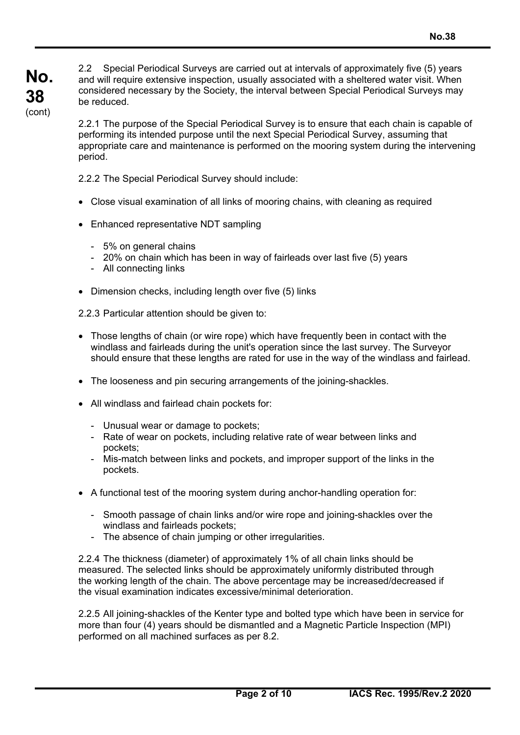2.2 Special Periodical Surveys are carried out at intervals of approximately five (5) years and will require extensive inspection, usually associated with a sheltered water visit. When considered necessary by the Society, the interval between Special Periodical Surveys may be reduced.

2.2.1 The purpose of the Special Periodical Survey is to ensure that each chain is capable of performing its intended purpose until the next Special Periodical Survey, assuming that appropriate care and maintenance is performed on the mooring system during the intervening period.

2.2.2 The Special Periodical Survey should include:

- Close visual examination of all links of mooring chains, with cleaning as required
- Enhanced representative NDT sampling
  - 5% on general chains
  - 20% on chain which has been in way of fairleads over last five (5) years
  - All connecting links
- Dimension checks, including length over five (5) links

2.2.3 Particular attention should be given to:

- Those lengths of chain (or wire rope) which have frequently been in contact with the windlass and fairleads during the unit's operation since the last survey. The Surveyor should ensure that these lengths are rated for use in the way of the windlass and fairlead.
- The looseness and pin securing arrangements of the joining-shackles.
- All windlass and fairlead chain pockets for:
  - Unusual wear or damage to pockets;
  - Rate of wear on pockets, including relative rate of wear between links and pockets;
  - Mis-match between links and pockets, and improper support of the links in the pockets.
- A functional test of the mooring system during anchor-handling operation for:
  - Smooth passage of chain links and/or wire rope and joining-shackles over the windlass and fairleads pockets;
  - The absence of chain jumping or other irregularities.

2.2.4 The thickness (diameter) of approximately 1% of all chain links should be measured. The selected links should be approximately uniformly distributed through the working length of the chain. The above percentage may be increased/decreased if the visual examination indicates excessive/minimal deterioration.

2.2.5 All joining-shackles of the Kenter type and bolted type which have been in service for more than four (4) years should be dismantled and a Magnetic Particle Inspection (MPI) performed on all machined surfaces as per 8.2.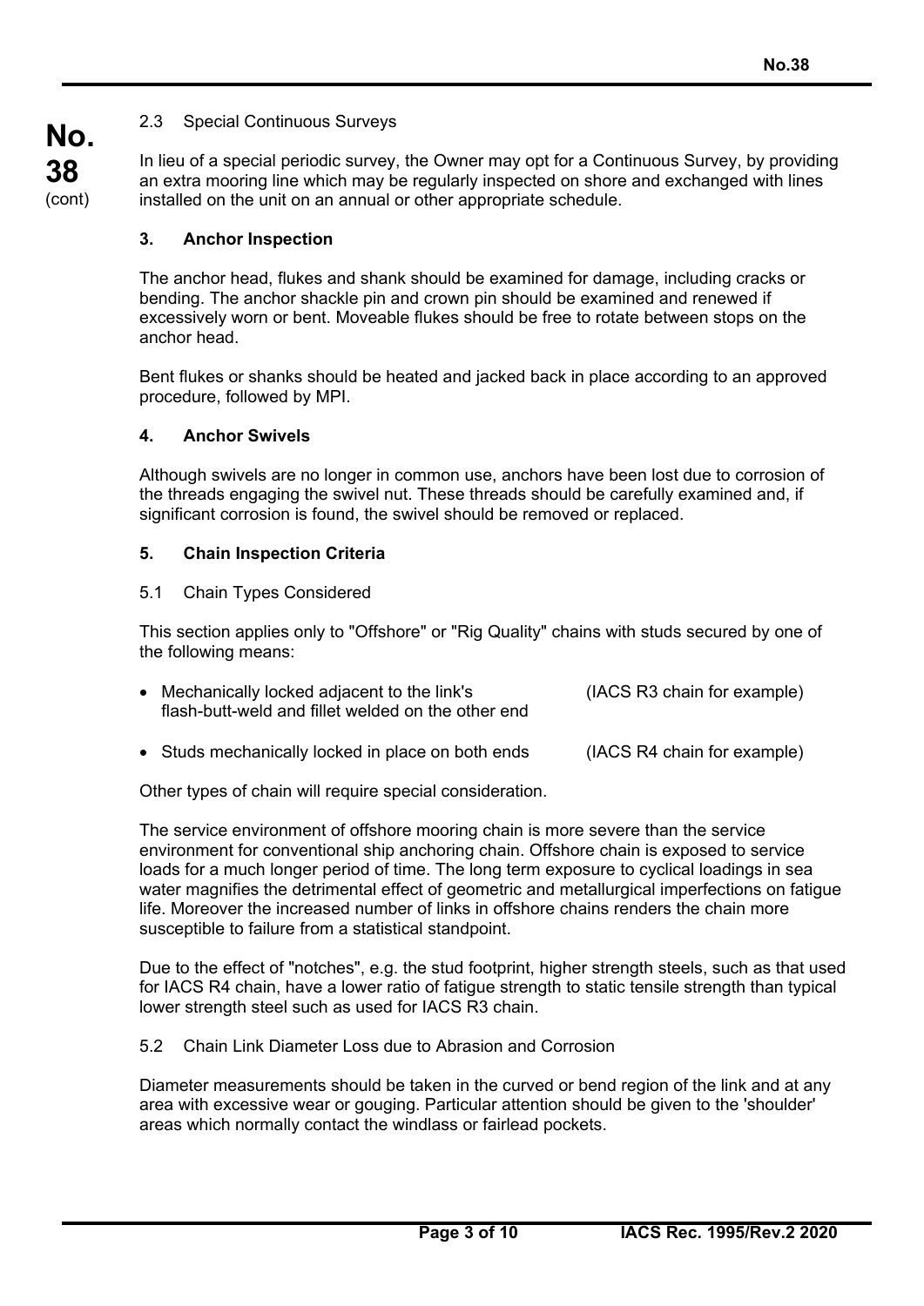2.3 Special Continuous Surveys

In lieu of a special periodic survey, the Owner may opt for a Continuous Survey, by providing an extra mooring line which may be regularly inspected on shore and exchanged with lines installed on the unit on an annual or other appropriate schedule.

## 3. Anchor Inspection

The anchor head, flukes and shank should be examined for damage, including cracks or bending. The anchor shackle pin and crown pin should be examined and renewed if excessively worn or bent. Moveable flukes should be free to rotate between stops on the anchor head.

Bent flukes or shanks should be heated and jacked back in place according to an approved procedure, followed by MPI.

## 4. Anchor Swivels

Although swivels are no longer in common use, anchors have been lost due to corrosion of the threads engaging the swivel nut. These threads should be carefully examined and, if significant corrosion is found, the swivel should be removed or replaced.

## 5. Chain Inspection Criteria

5.1 Chain Types Considered

This section applies only to "Offshore" or "Rig Quality" chains with studs secured by one of the following means:

- Mechanically locked adjacent to the link's flash-butt-weld and fillet welded on the other end (IACS R3 chain for example)
- Studs mechanically locked in place on both ends (IACS R4 chain for example)

Other types of chain will require special consideration.

The service environment of offshore mooring chain is more severe than the service environment for conventional ship anchoring chain. Offshore chain is exposed to service loads for a much longer period of time. The long term exposure to cyclical loadings in sea water magnifies the detrimental effect of geometric and metallurgical imperfections on fatigue life. Moreover the increased number of links in offshore chains renders the chain more susceptible to failure from a statistical standpoint.

Due to the effect of "notches", e.g. the stud footprint, higher strength steels, such as that used for IACS R4 chain, have a lower ratio of fatigue strength to static tensile strength than typical lower strength steel such as used for IACS R3 chain.

5.2 Chain Link Diameter Loss due to Abrasion and Corrosion

Diameter measurements should be taken in the curved or bend region of the link and at any area with excessive wear or gouging. Particular attention should be given to the 'shoulder' areas which normally contact the windlass or fairlead pockets.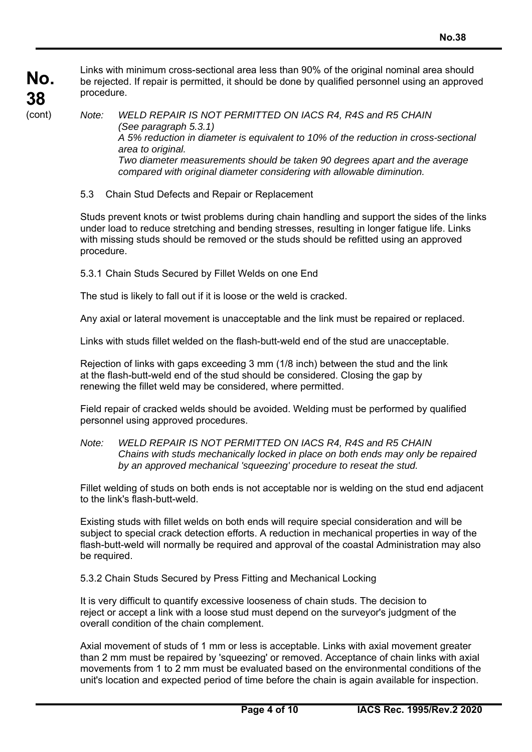Links with minimum cross-sectional area less than 90% of the original nominal area should be rejected. If repair is permitted, it should be done by qualified personnel using an approved procedure.

*Note:* *WELD REPAIR IS NOT PERMITTED ON IACS R4, R4S and R5 CHAIN (See paragraph 5.3.1)*
*A 5% reduction in diameter is equivalent to 10% of the reduction in cross-sectional area to original.*
*Two diameter measurements should be taken 90 degrees apart and the average compared with original diameter considering with allowable diminution.*

### 5.3 Chain Stud Defects and Repair or Replacement

Studs prevent knots or twist problems during chain handling and support the sides of the links under load to reduce stretching and bending stresses, resulting in longer fatigue life. Links with missing studs should be removed or the studs should be refitted using an approved procedure.

#### 5.3.1 Chain Studs Secured by Fillet Welds on one End

The stud is likely to fall out if it is loose or the weld is cracked.

Any axial or lateral movement is unacceptable and the link must be repaired or replaced.

Links with studs fillet welded on the flash-butt-weld end of the stud are unacceptable.

Rejection of links with gaps exceeding 3 mm (1/8 inch) between the stud and the link at the flash-butt-weld end of the stud should be considered. Closing the gap by renewing the fillet weld may be considered, where permitted.

Field repair of cracked welds should be avoided. Welding must be performed by qualified personnel using approved procedures.

*Note:* *WELD REPAIR IS NOT PERMITTED ON IACS R4, R4S and R5 CHAIN*
*Chains with studs mechanically locked in place on both ends may only be repaired by an approved mechanical 'squeezing' procedure to reseat the stud.*

Fillet welding of studs on both ends is not acceptable nor is welding on the stud end adjacent to the link's flash-butt-weld.

Existing studs with fillet welds on both ends will require special consideration and will be subject to special crack detection efforts. A reduction in mechanical properties in way of the flash-butt-weld will normally be required and approval of the coastal Administration may also be required.

#### 5.3.2 Chain Studs Secured by Press Fitting and Mechanical Locking

It is very difficult to quantify excessive looseness of chain studs. The decision to reject or accept a link with a loose stud must depend on the surveyor's judgment of the overall condition of the chain complement.

Axial movement of studs of 1 mm or less is acceptable. Links with axial movement greater than 2 mm must be repaired by 'squeezing' or removed. Acceptance of chain links with axial movements from 1 to 2 mm must be evaluated based on the environmental conditions of the unit's location and expected period of time before the chain is again available for inspection.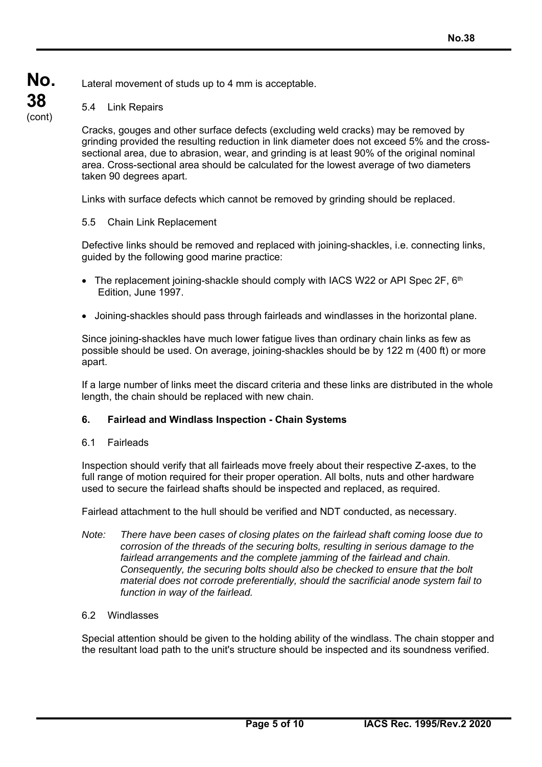Lateral movement of studs up to 4 mm is acceptable.

5.4 Link Repairs

Cracks, gouges and other surface defects (excluding weld cracks) may be removed by grinding provided the resulting reduction in link diameter does not exceed 5% and the cross-sectional area, due to abrasion, wear, and grinding is at least 90% of the original nominal area. Cross-sectional area should be calculated for the lowest average of two diameters taken 90 degrees apart.

Links with surface defects which cannot be removed by grinding should be replaced.

5.5 Chain Link Replacement

Defective links should be removed and replaced with joining-shackles, i.e. connecting links, guided by the following good marine practice:

- The replacement joining-shackle should comply with IACS W22 or API Spec 2F, 6th Edition, June 1997.
- Joining-shackles should pass through fairleads and windlasses in the horizontal plane.

Since joining-shackles have much lower fatigue lives than ordinary chain links as few as possible should be used. On average, joining-shackles should be by 122 m (400 ft) or more apart.

If a large number of links meet the discard criteria and these links are distributed in the whole length, the chain should be replaced with new chain.

### 6. Fairlead and Windlass Inspection - Chain Systems

6.1 Fairleads

Inspection should verify that all fairleads move freely about their respective Z-axes, to the full range of motion required for their proper operation. All bolts, nuts and other hardware used to secure the fairlead shafts should be inspected and replaced, as required.

Fairlead attachment to the hull should be verified and NDT conducted, as necessary.

*Note: There have been cases of closing plates on the fairlead shaft coming loose due to corrosion of the threads of the securing bolts, resulting in serious damage to the fairlead arrangements and the complete jamming of the fairlead and chain. Consequently, the securing bolts should also be checked to ensure that the bolt material does not corrode preferentially, should the sacrificial anode system fail to function in way of the fairlead.*

6.2 Windlasses

Special attention should be given to the holding ability of the windlass. The chain stopper and the resultant load path to the unit's structure should be inspected and its soundness verified.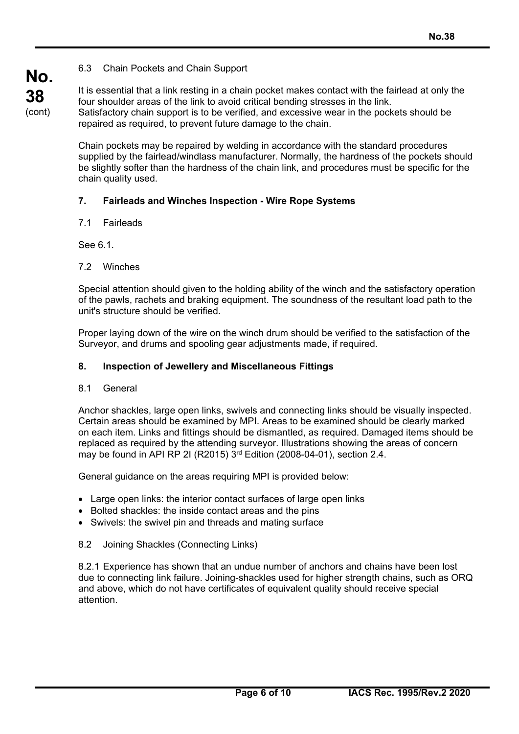6.3 Chain Pockets and Chain Support

It is essential that a link resting in a chain pocket makes contact with the fairlead at only the four shoulder areas of the link to avoid critical bending stresses in the link. Satisfactory chain support is to be verified, and excessive wear in the pockets should be repaired as required, to prevent future damage to the chain.

Chain pockets may be repaired by welding in accordance with the standard procedures supplied by the fairlead/windlass manufacturer. Normally, the hardness of the pockets should be slightly softer than the hardness of the chain link, and procedures must be specific for the chain quality used.

## 7. Fairleads and Winches Inspection - Wire Rope Systems

7.1 Fairleads

See 6.1.

7.2 Winches

Special attention should given to the holding ability of the winch and the satisfactory operation of the pawls, rachets and braking equipment. The soundness of the resultant load path to the unit's structure should be verified.

Proper laying down of the wire on the winch drum should be verified to the satisfaction of the Surveyor, and drums and spooling gear adjustments made, if required.

## 8. Inspection of Jewellery and Miscellaneous Fittings

8.1 General

Anchor shackles, large open links, swivels and connecting links should be visually inspected. Certain areas should be examined by MPI. Areas to be examined should be clearly marked on each item. Links and fittings should be dismantled, as required. Damaged items should be replaced as required by the attending surveyor. Illustrations showing the areas of concern may be found in API RP 2I (R2015) 3rd Edition (2008-04-01), section 2.4.

General guidance on the areas requiring MPI is provided below:

- Large open links: the interior contact surfaces of large open links
- Bolted shackles: the inside contact areas and the pins
- Swivels: the swivel pin and threads and mating surface

8.2 Joining Shackles (Connecting Links)

8.2.1 Experience has shown that an undue number of anchors and chains have been lost due to connecting link failure. Joining-shackles used for higher strength chains, such as ORQ and above, which do not have certificates of equivalent quality should receive special attention.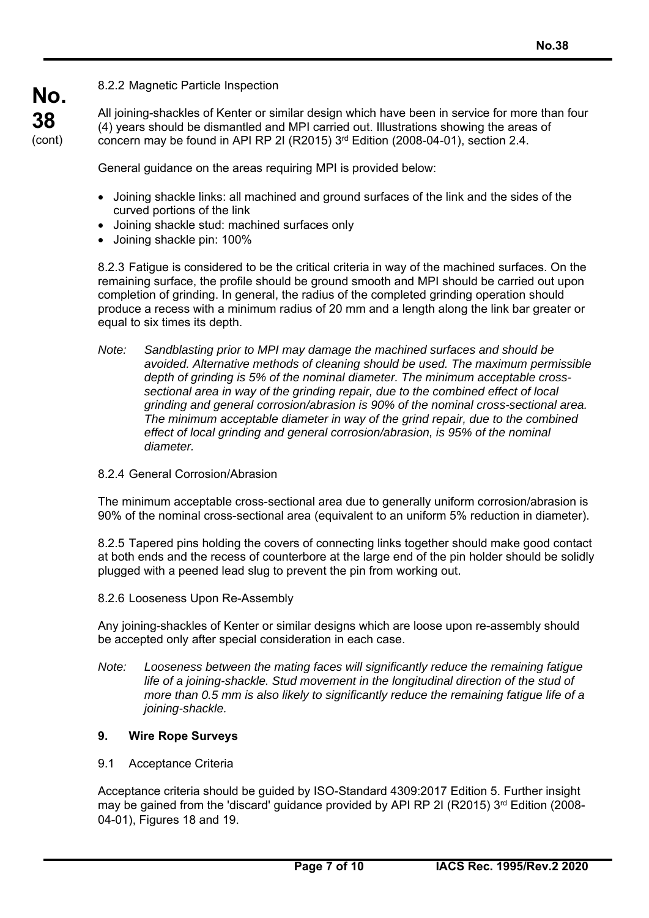8.2.2 Magnetic Particle Inspection

All joining-shackles of Kenter or similar design which have been in service for more than four (4) years should be dismantled and MPI carried out. Illustrations showing the areas of concern may be found in API RP 2I (R2015) 3rd Edition (2008-04-01), section 2.4.

General guidance on the areas requiring MPI is provided below:

- Joining shackle links: all machined and ground surfaces of the link and the sides of the curved portions of the link
- Joining shackle stud: machined surfaces only
- Joining shackle pin: 100%

8.2.3 Fatigue is considered to be the critical criteria in way of the machined surfaces. On the remaining surface, the profile should be ground smooth and MPI should be carried out upon completion of grinding. In general, the radius of the completed grinding operation should produce a recess with a minimum radius of 20 mm and a length along the link bar greater or equal to six times its depth.

*Note: Sandblasting prior to MPI may damage the machined surfaces and should be avoided. Alternative methods of cleaning should be used. The maximum permissible depth of grinding is 5% of the nominal diameter. The minimum acceptable cross-sectional area in way of the grinding repair, due to the combined effect of local grinding and general corrosion/abrasion is 90% of the nominal cross-sectional area. The minimum acceptable diameter in way of the grind repair, due to the combined effect of local grinding and general corrosion/abrasion, is 95% of the nominal diameter.*

8.2.4 General Corrosion/Abrasion

The minimum acceptable cross-sectional area due to generally uniform corrosion/abrasion is 90% of the nominal cross-sectional area (equivalent to an uniform 5% reduction in diameter).

8.2.5 Tapered pins holding the covers of connecting links together should make good contact at both ends and the recess of counterbore at the large end of the pin holder should be solidly plugged with a peened lead slug to prevent the pin from working out.

8.2.6 Looseness Upon Re-Assembly

Any joining-shackles of Kenter or similar designs which are loose upon re-assembly should be accepted only after special consideration in each case.

*Note: Looseness between the mating faces will significantly reduce the remaining fatigue life of a joining-shackle. Stud movement in the longitudinal direction of the stud of more than 0.5 mm is also likely to significantly reduce the remaining fatigue life of a joining-shackle.*

## 9. Wire Rope Surveys

9.1 Acceptance Criteria

Acceptance criteria should be guided by ISO-Standard 4309:2017 Edition 5. Further insight may be gained from the 'discard' guidance provided by API RP 2I (R2015) 3rd Edition (2008-04-01), Figures 18 and 19.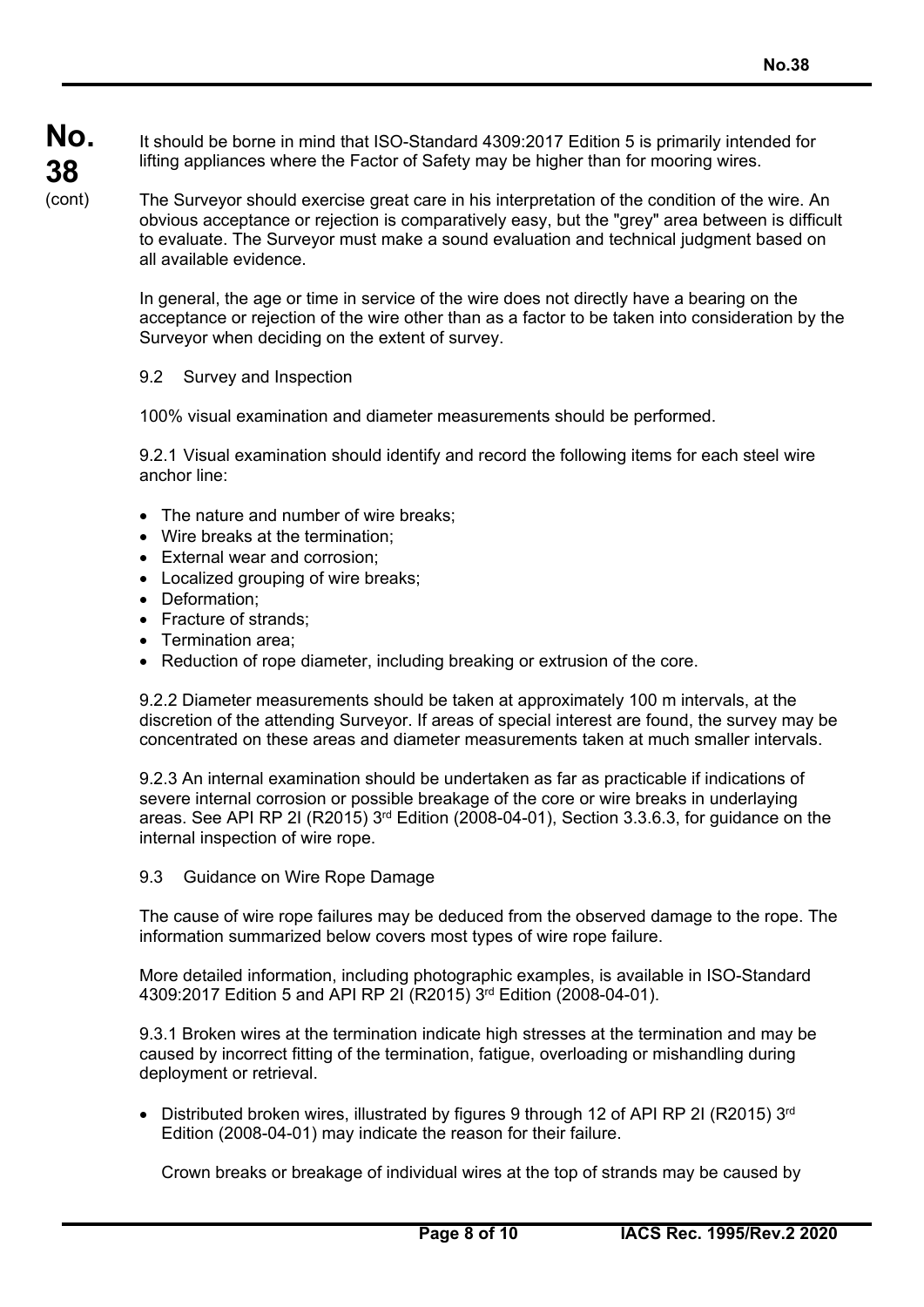It should be borne in mind that ISO-Standard 4309:2017 Edition 5 is primarily intended for lifting appliances where the Factor of Safety may be higher than for mooring wires.

The Surveyor should exercise great care in his interpretation of the condition of the wire. An obvious acceptance or rejection is comparatively easy, but the "grey" area between is difficult to evaluate. The Surveyor must make a sound evaluation and technical judgment based on all available evidence.

In general, the age or time in service of the wire does not directly have a bearing on the acceptance or rejection of the wire other than as a factor to be taken into consideration by the Surveyor when deciding on the extent of survey.

### 9.2 Survey and Inspection

100% visual examination and diameter measurements should be performed.

9.2.1 Visual examination should identify and record the following items for each steel wire anchor line:

- The nature and number of wire breaks;
- Wire breaks at the termination;
- External wear and corrosion;
- Localized grouping of wire breaks;
- Deformation;
- Fracture of strands;
- Termination area;
- Reduction of rope diameter, including breaking or extrusion of the core.

9.2.2 Diameter measurements should be taken at approximately 100 m intervals, at the discretion of the attending Surveyor. If areas of special interest are found, the survey may be concentrated on these areas and diameter measurements taken at much smaller intervals.

9.2.3 An internal examination should be undertaken as far as practicable if indications of severe internal corrosion or possible breakage of the core or wire breaks in underlaying areas. See API RP 2I (R2015) 3rd Edition (2008-04-01), Section 3.3.6.3, for guidance on the internal inspection of wire rope.

### 9.3 Guidance on Wire Rope Damage

The cause of wire rope failures may be deduced from the observed damage to the rope. The information summarized below covers most types of wire rope failure.

More detailed information, including photographic examples, is available in ISO-Standard 4309:2017 Edition 5 and API RP 2I (R2015) 3rd Edition (2008-04-01).

9.3.1 Broken wires at the termination indicate high stresses at the termination and may be caused by incorrect fitting of the termination, fatigue, overloading or mishandling during deployment or retrieval.

- Distributed broken wires, illustrated by figures 9 through 12 of API RP 2I (R2015) 3rd Edition (2008-04-01) may indicate the reason for their failure.

  Crown breaks or breakage of individual wires at the top of strands may be caused by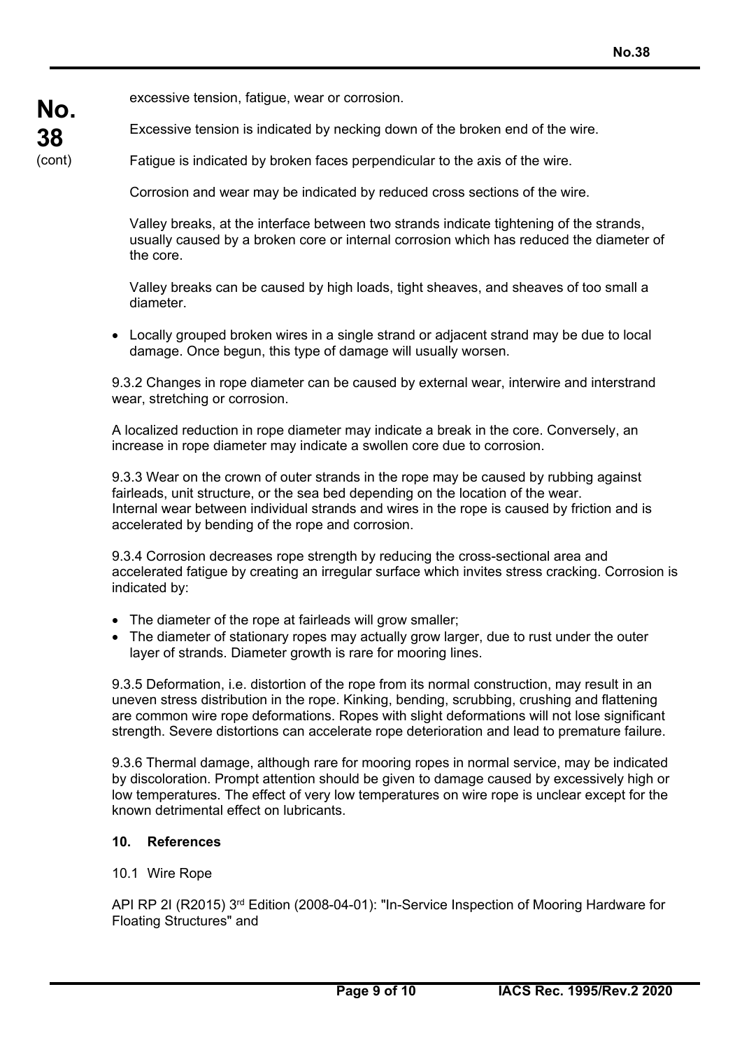excessive tension, fatigue, wear or corrosion.

Excessive tension is indicated by necking down of the broken end of the wire.

Fatigue is indicated by broken faces perpendicular to the axis of the wire.

Corrosion and wear may be indicated by reduced cross sections of the wire.

Valley breaks, at the interface between two strands indicate tightening of the strands, usually caused by a broken core or internal corrosion which has reduced the diameter of the core.

Valley breaks can be caused by high loads, tight sheaves, and sheaves of too small a diameter.

- Locally grouped broken wires in a single strand or adjacent strand may be due to local damage. Once begun, this type of damage will usually worsen.

9.3.2 Changes in rope diameter can be caused by external wear, interwire and interstrand wear, stretching or corrosion.

A localized reduction in rope diameter may indicate a break in the core. Conversely, an increase in rope diameter may indicate a swollen core due to corrosion.

9.3.3 Wear on the crown of outer strands in the rope may be caused by rubbing against fairleads, unit structure, or the sea bed depending on the location of the wear.
Internal wear between individual strands and wires in the rope is caused by friction and is accelerated by bending of the rope and corrosion.

9.3.4 Corrosion decreases rope strength by reducing the cross-sectional area and accelerated fatigue by creating an irregular surface which invites stress cracking. Corrosion is indicated by:

- The diameter of the rope at fairleads will grow smaller;
- The diameter of stationary ropes may actually grow larger, due to rust under the outer layer of strands. Diameter growth is rare for mooring lines.

9.3.5 Deformation, i.e. distortion of the rope from its normal construction, may result in an uneven stress distribution in the rope. Kinking, bending, scrubbing, crushing and flattening are common wire rope deformations. Ropes with slight deformations will not lose significant strength. Severe distortions can accelerate rope deterioration and lead to premature failure.

9.3.6 Thermal damage, although rare for mooring ropes in normal service, may be indicated by discoloration. Prompt attention should be given to damage caused by excessively high or low temperatures. The effect of very low temperatures on wire rope is unclear except for the known detrimental effect on lubricants.

## 10. References

10.1 Wire Rope

API RP 2I (R2015) 3rd Edition (2008-04-01): "In-Service Inspection of Mooring Hardware for Floating Structures" and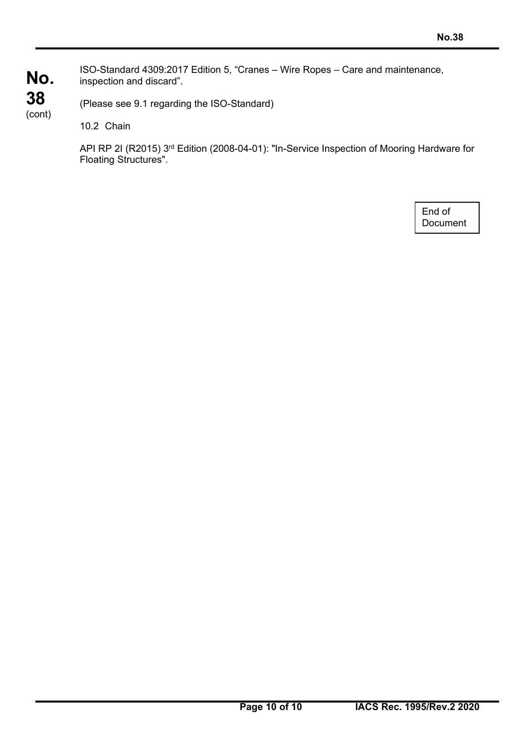ISO-Standard 4309:2017 Edition 5, “Cranes – Wire Ropes – Care and maintenance, inspection and discard”.

(Please see 9.1 regarding the ISO-Standard)

10.2 Chain

API RP 2I (R2015) 3rd Edition (2008-04-01): "In-Service Inspection of Mooring Hardware for Floating Structures".

End of Document